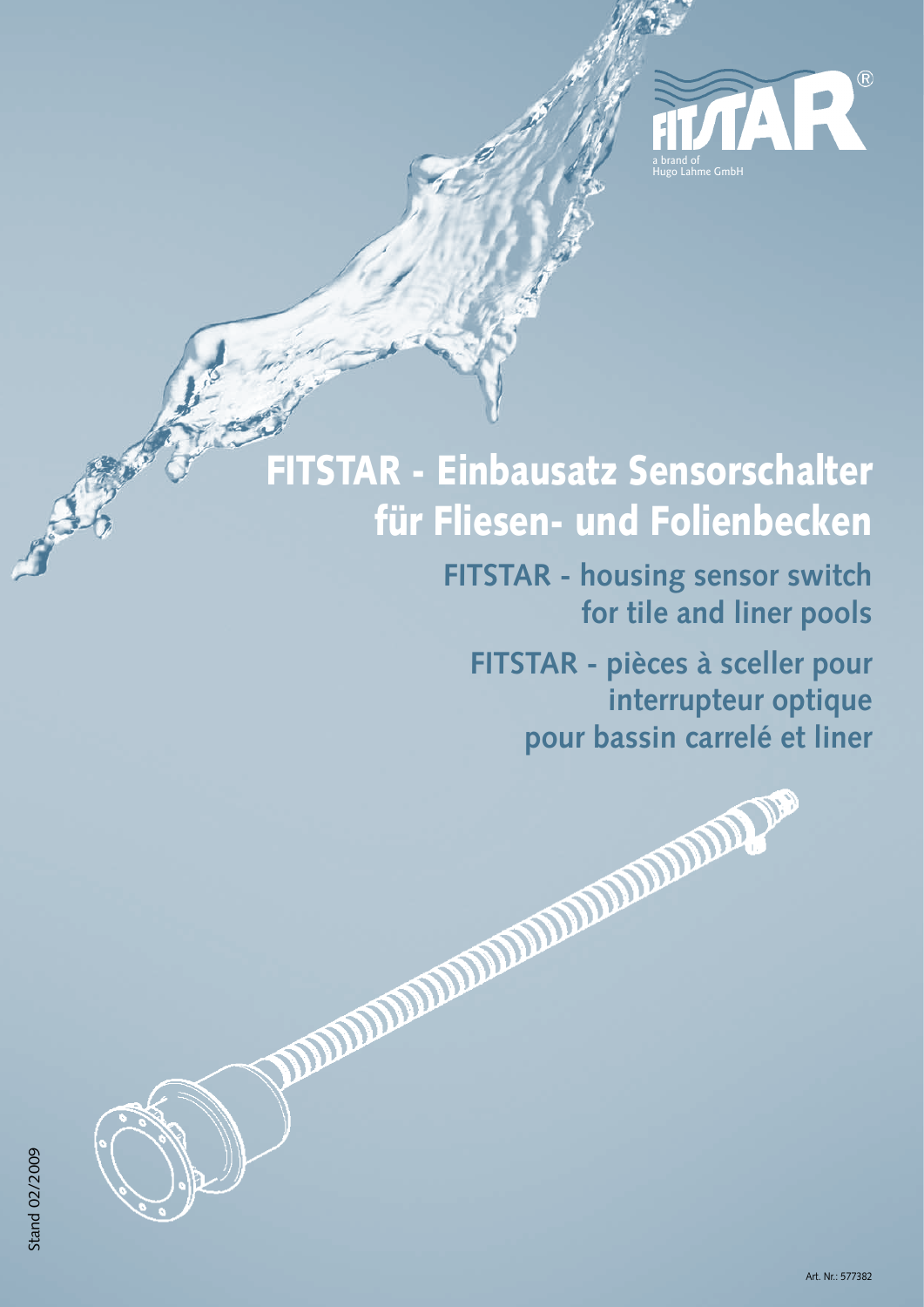FITSTAR®

a brand of Hugo Lahme GmbH

# FITSTAR - Einbausatz Sensorschalter für Fliesen- und Folienbecken

## FITSTAR - housing sensor switch for tile and liner pools

## FITSTAR - pièces à sceller pour interrupteur optique pour bassin carrelé et liner

Stand 02/2009

Art. Nr.: 577382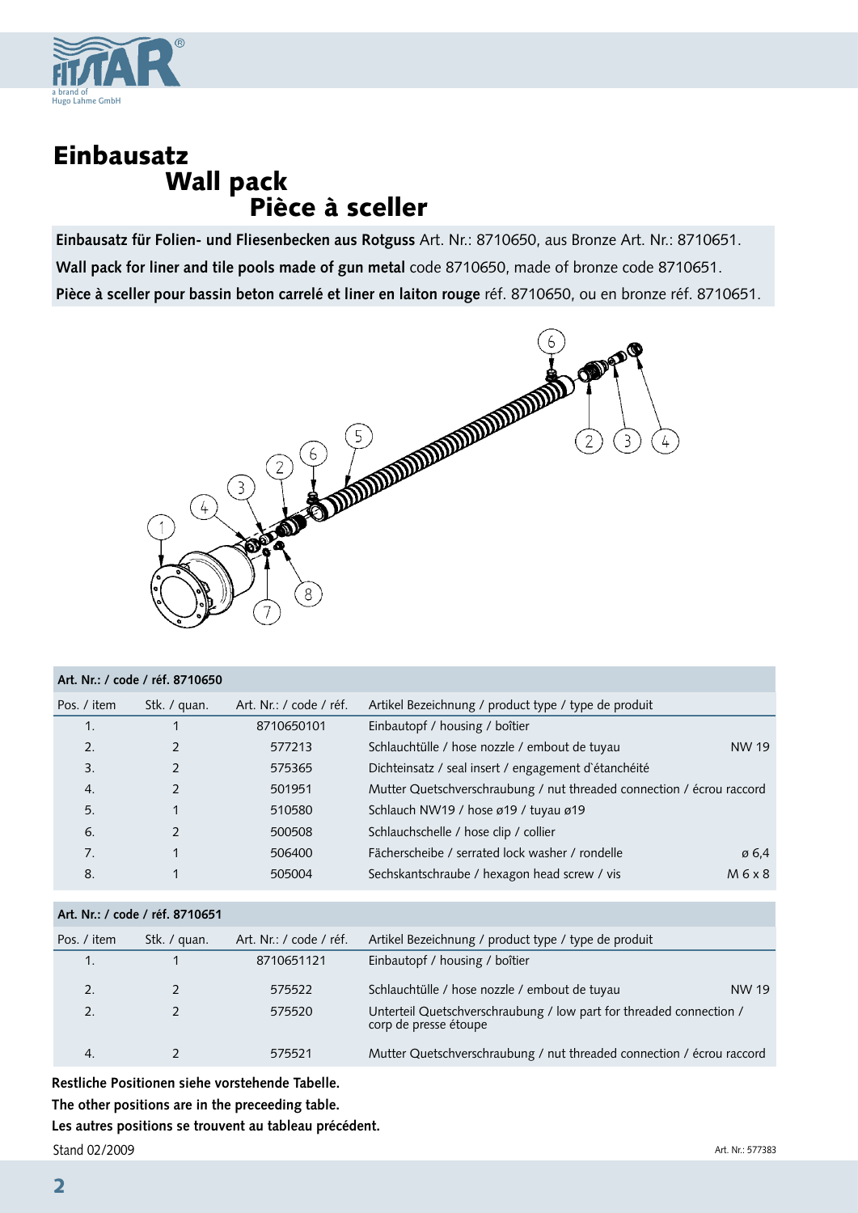# Einbausatz
# Wall pack
# Pièce à sceller

**Einbausatz für Folien- und Fliesenbecken aus Rotguss** Art. Nr.: 8710650, aus Bronze Art. Nr.: 8710651.
**Wall pack for liner and tile pools made of gun metal** code 8710650, made of bronze code 8710651.
**Pièce à sceller pour bassin beton carrelé et liner en laiton rouge** réf. 8710650, ou en bronze réf. 8710651.

**Art. Nr.: / code / réf. 8710650**

| Pos. / item | Stk. / quan. | Art. Nr.: / code / réf. | Artikel Bezeichnung / product type / type de produit | |
|---|---|---|---|---|
| 1. | 1 | 8710650101 | Einbautopf / housing / boîtier | |
| 2. | 2 | 577213 | Schlauchtülle / hose nozzle / embout de tuyau | NW 19 |
| 3. | 2 | 575365 | Dichteinsatz / seal insert / engagement d`étanchéité | |
| 4. | 2 | 501951 | Mutter Quetschverschraubung / nut threaded connection / écrou raccord | |
| 5. | 1 | 510580 | Schlauch NW19 / hose ø19 / tuyau ø19 | |
| 6. | 2 | 500508 | Schlauchschelle / hose clip / collier | |
| 7. | 1 | 506400 | Fächerscheibe / serrated lock washer / rondelle | ø 6,4 |
| 8. | 1 | 505004 | Sechskantschraube / hexagon head screw / vis | M 6 x 8 |

**Art. Nr.: / code / réf. 8710651**

| Pos. / item | Stk. / quan. | Art. Nr.: / code / réf. | Artikel Bezeichnung / product type / type de produit | |
|---|---|---|---|---|
| 1. | 1 | 8710651121 | Einbautopf / housing / boîtier | |
| 2. | 2 | 575522 | Schlauchtülle / hose nozzle / embout de tuyau | NW 19 |
| 2. | 2 | 575520 | Unterteil Quetschverschraubung / low part for threaded connection / corp de presse étoupe | |
| 4. | 2 | 575521 | Mutter Quetschverschraubung / nut threaded connection / écrou raccord | |

**Restliche Positionen siehe vorstehende Tabelle.**
**The other positions are in the preceeding table.**
**Les autres positions se trouvent au tableau précédent.**

Stand 02/2009

Art. Nr.: 577383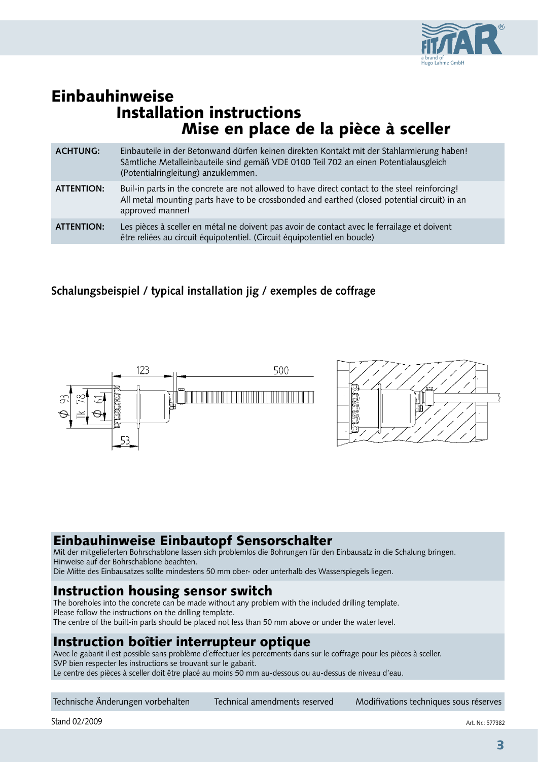# Einbauhinweise
# Installation instructions
# Mise en place de la pièce à sceller

| | |
|---|---|
| **ACHTUNG:** | Einbauteile in der Betonwand dürfen keinen direkten Kontakt mit der Stahlarmierung haben! Sämtliche Metalleinbauteile sind gemäß VDE 0100 Teil 702 an einen Potentialausgleich (Potentialringleitung) anzuklemmen. |
| **ATTENTION:** | Buil-in parts in the concrete are not allowed to have direct contact to the steel reinforcing! All metal mounting parts have to be crossbonded and earthed (closed potential circuit) in an approved manner! |
| **ATTENTION:** | Les pièces à sceller en métal ne doivent pas avoir de contact avec le ferrailage et doivent être reliées au circuit équipotentiel. (Circuit équipotentiel en boucle) |

**Schalungsbeispiel / typical installation jig / exemples de coffrage**

123 500

Φ 93 Tk 78 Φ 61

53

## Einbauhinweise Einbautopf Sensorschalter

Mit der mitgelieferten Bohrschablone lassen sich problemlos die Bohrungen für den Einbausatz in die Schalung bringen.
Hinweise auf der Bohrschablone beachten.
Die Mitte des Einbausatzes sollte mindestens 50 mm ober- oder unterhalb des Wasserspiegels liegen.

## Instruction housing sensor switch

The boreholes into the concrete can be made without any problem with the included drilling template.
Please follow the instructions on the drilling template.
The centre of the built-in parts should be placed not less than 50 mm above or under the water level.

## Instruction boîtier interrupteur optique

Avec le gabarit il est possible sans problème d´effectuer les percements dans sur le coffrage pour les pièces à sceller.
SVP bien respecter les instructions se trouvant sur le gabarit.
Le centre des pièces à sceller doit être placé au moins 50 mm au-dessous ou au-dessus de niveau d'eau.

Technische Änderungen vorbehalten | Technical amendments reserved | Modifications techniques sous réserves

Stand 02/2009

Art. Nr.: 577382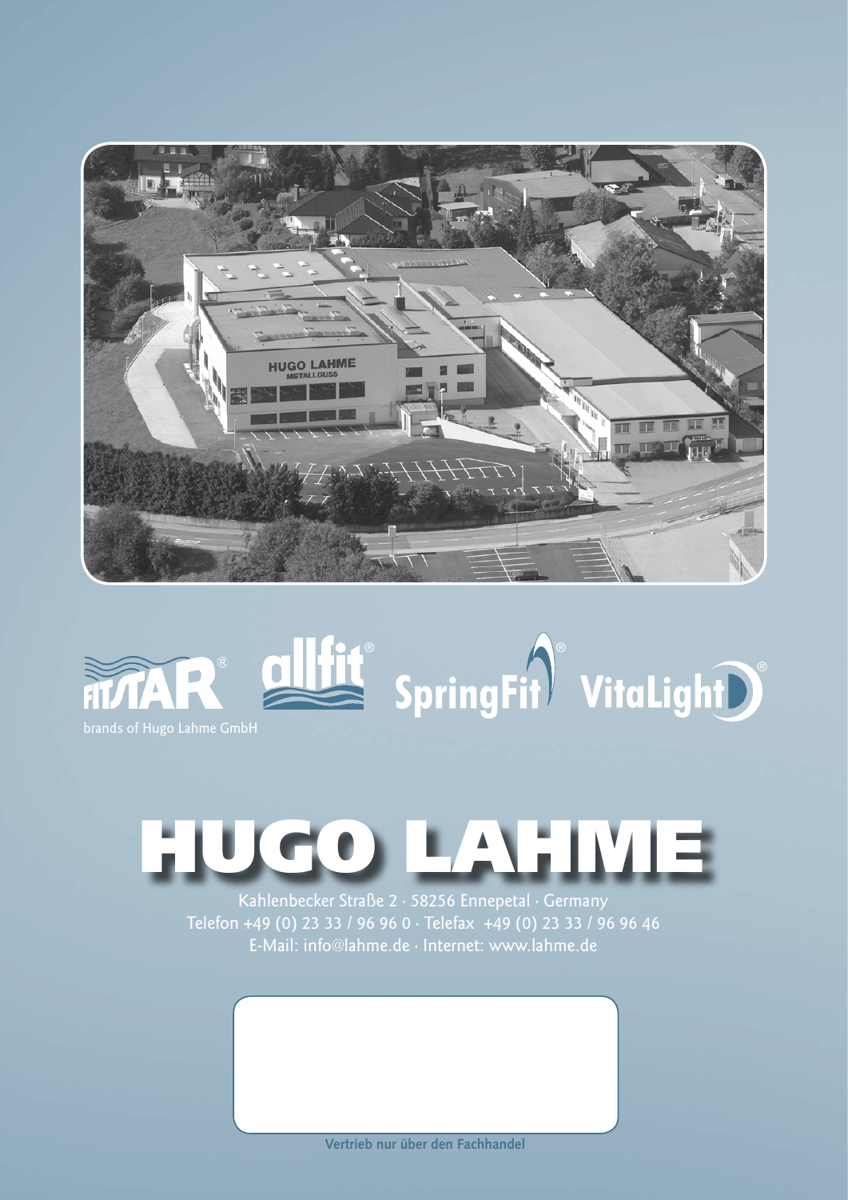FITSTAR® allfit® SpringFit® VitaLight®

brands of Hugo Lahme GmbH

# HUGO LAHME

Kahlenbecker Straße 2 · 58256 Ennepetal · Germany
Telefon +49 (0) 23 33 / 96 96 0 · Telefax +49 (0) 23 33 / 96 96 46
E-Mail: info@lahme.de · Internet: www.lahme.de

**Vertrieb nur über den Fachhandel**